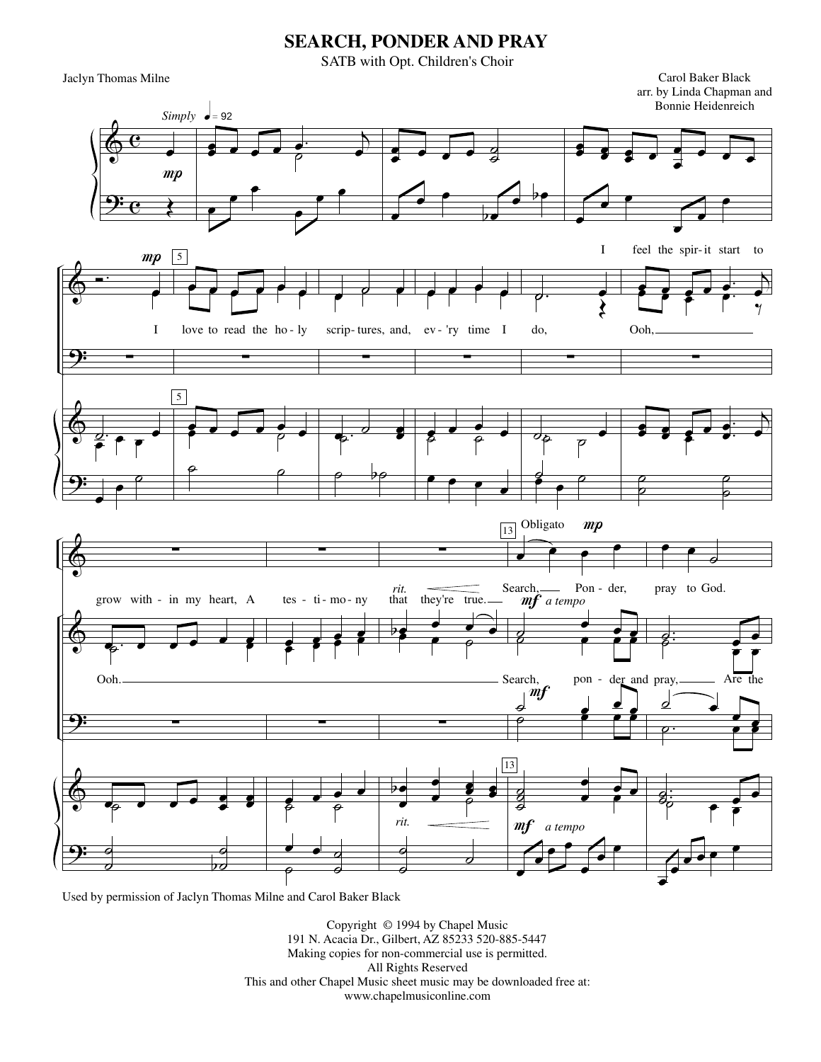# SEARCH, PONDER AND PRAY

SATB with Opt. Children's Choir

Jaclyn Thomas Milne

Carol Baker Black
arr. by Linda Chapman and
Bonnie Heidenreich

*Simply* ♩= 92

I love to read the ho - ly scrip - tures, and, ev - 'ry time I do,

I feel the spir - it start to grow with - in my heart, A tes - ti - mo - ny that they're true.

Ooh, Ooh.

Obligato

Search, Pon - der, pray to God.

Search, pon - der and pray, Are the

Used by permission of Jaclyn Thomas Milne and Carol Baker Black

Copyright © 1994 by Chapel Music
191 N. Acacia Dr., Gilbert, AZ 85233 520-885-5447
Making copies for non-commercial use is permitted.
All Rights Reserved
This and other Chapel Music sheet music may be downloaded free at:
www.chapelmusiconline.com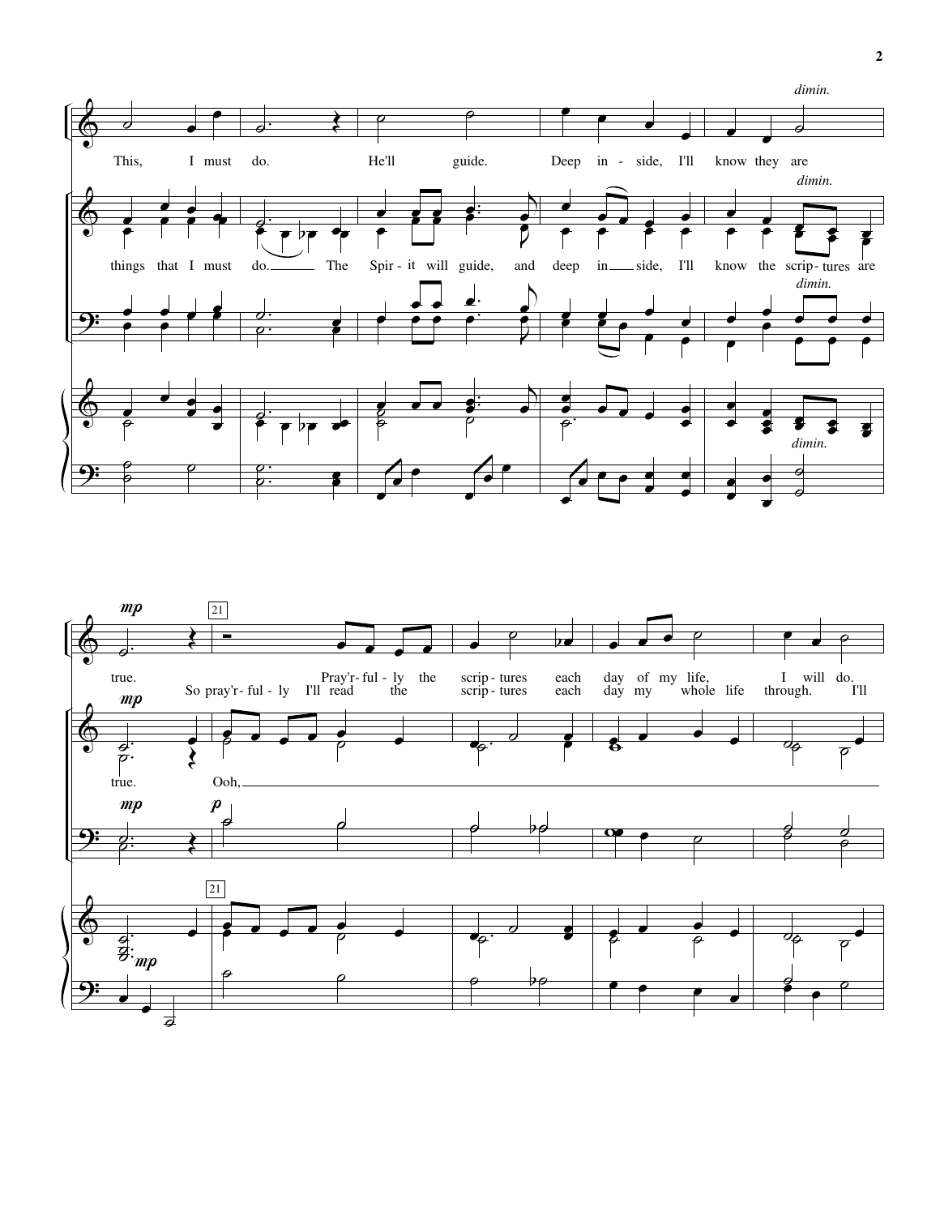*dimin.*

This, I must do. He'll guide. Deep in - side, I'll know they are

*dimin.*

things that I must do. The Spir - it will guide, and deep in side, I'll know the scrip - tures are

*dimin.*

*dimin.*

*mp* 21

true. Pray'r - ful - ly the scrip - tures each day of my life, I will do.

So pray'r - ful - ly I'll read the scrip - tures each day my whole life through. I'll

*mp*

true. Ooh,

*mp* *p*

21

*mp*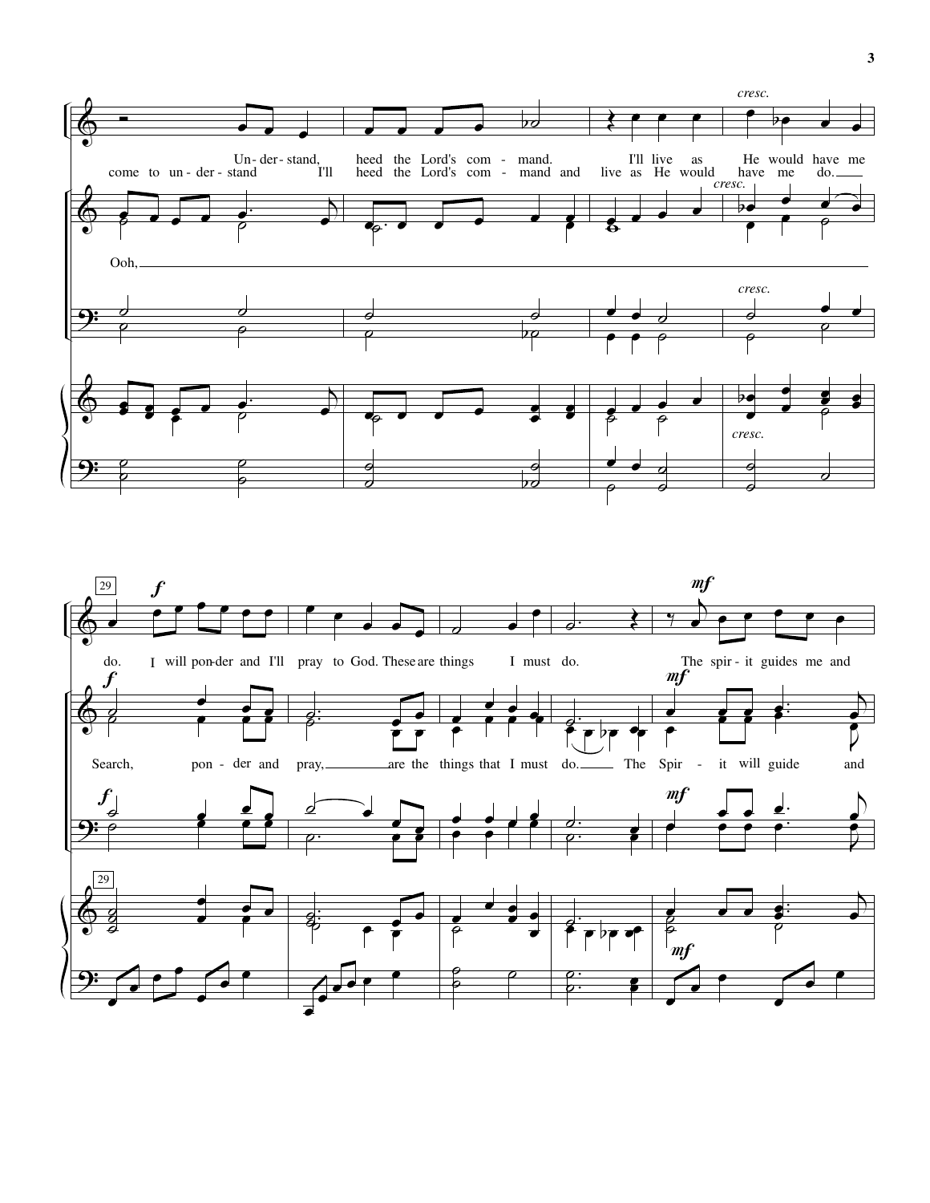*cresc.*

Un- der- stand, heed the Lord's com - mand. I'll live as He would have me

come to un- der- stand I'll heed the Lord's com - mand and live as He would have me do.

Ooh,

29

*f* *mf*

do. I will pon-der and I'll pray to God. These are things I must do. The spir - it guides me and

Search, pon - der and pray, are the things that I must do. The Spir - it will guide and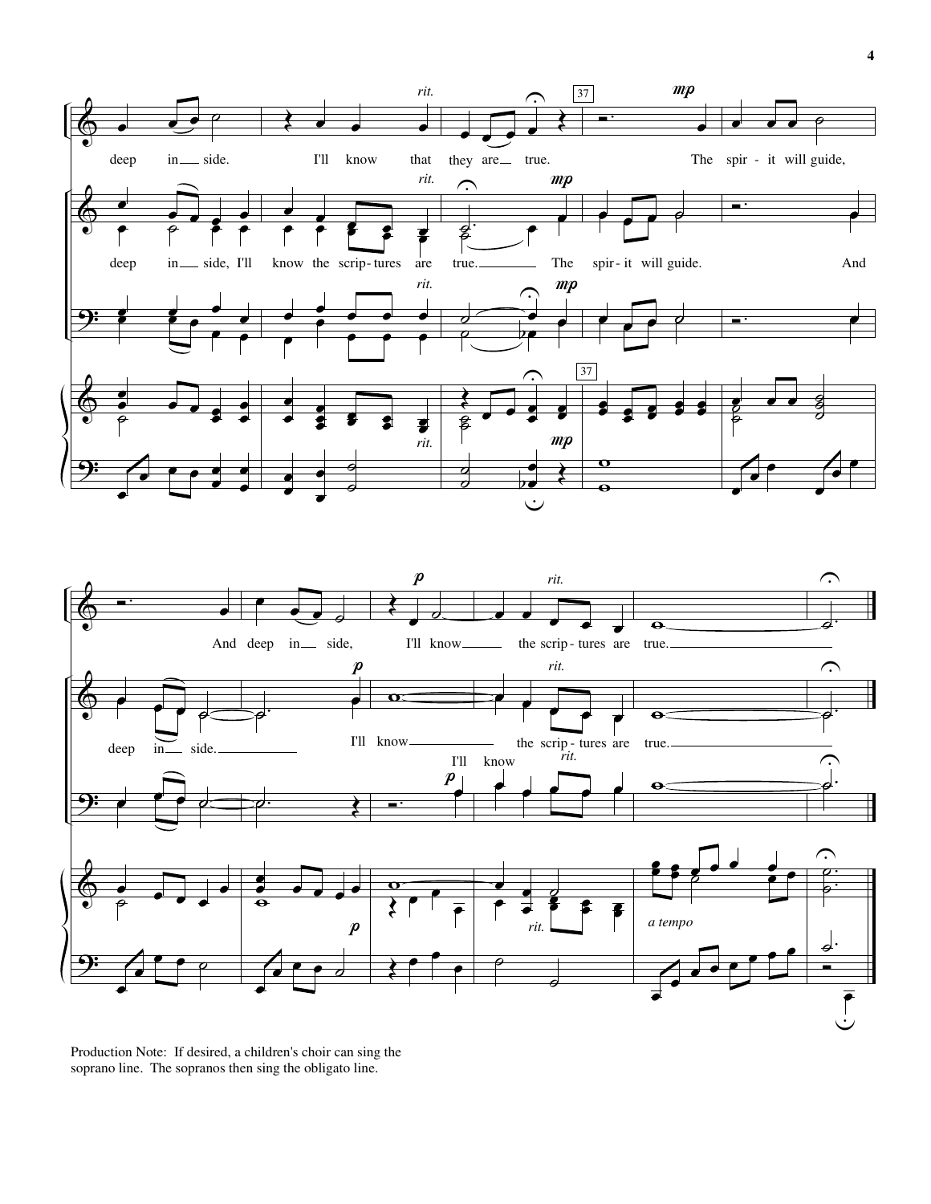Production Note: If desired, a children's choir can sing the soprano line. The sopranos then sing the obligato line.